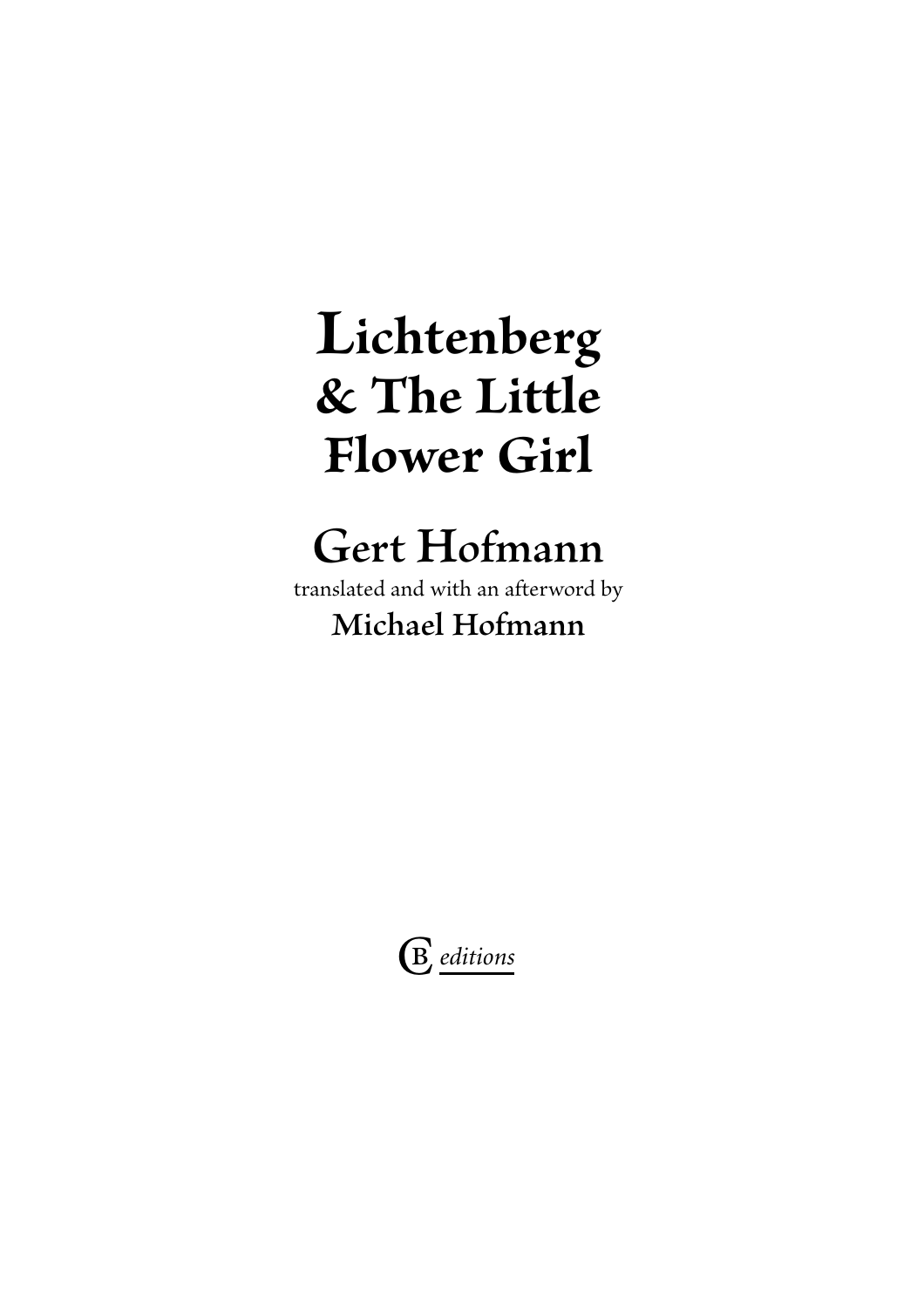# Lichtenberg & The Little Flower Girl

## Gert Hofmann

translated and with an afterword by

**Michael Hofmann**

CB *editions*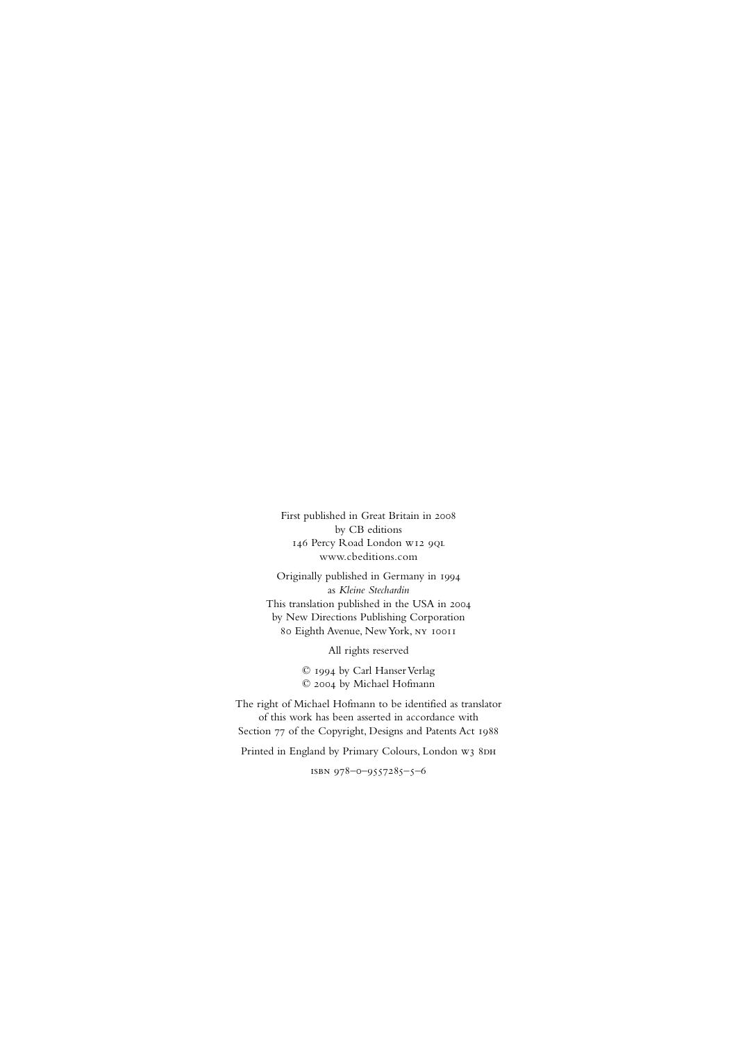First published in Great Britain in 2008
by CB editions
146 Percy Road London W12 9QL
www.cbeditions.com

Originally published in Germany in 1994
as *Kleine Stechardin*
This translation published in the USA in 2004
by New Directions Publishing Corporation
80 Eighth Avenue, New York, NY 10011

All rights reserved

© 1994 by Carl Hanser Verlag
© 2004 by Michael Hofmann

The right of Michael Hofmann to be identified as translator
of this work has been asserted in accordance with
Section 77 of the Copyright, Designs and Patents Act 1988

Printed in England by Primary Colours, London W3 8DH

ISBN 978–0–9557285–5–6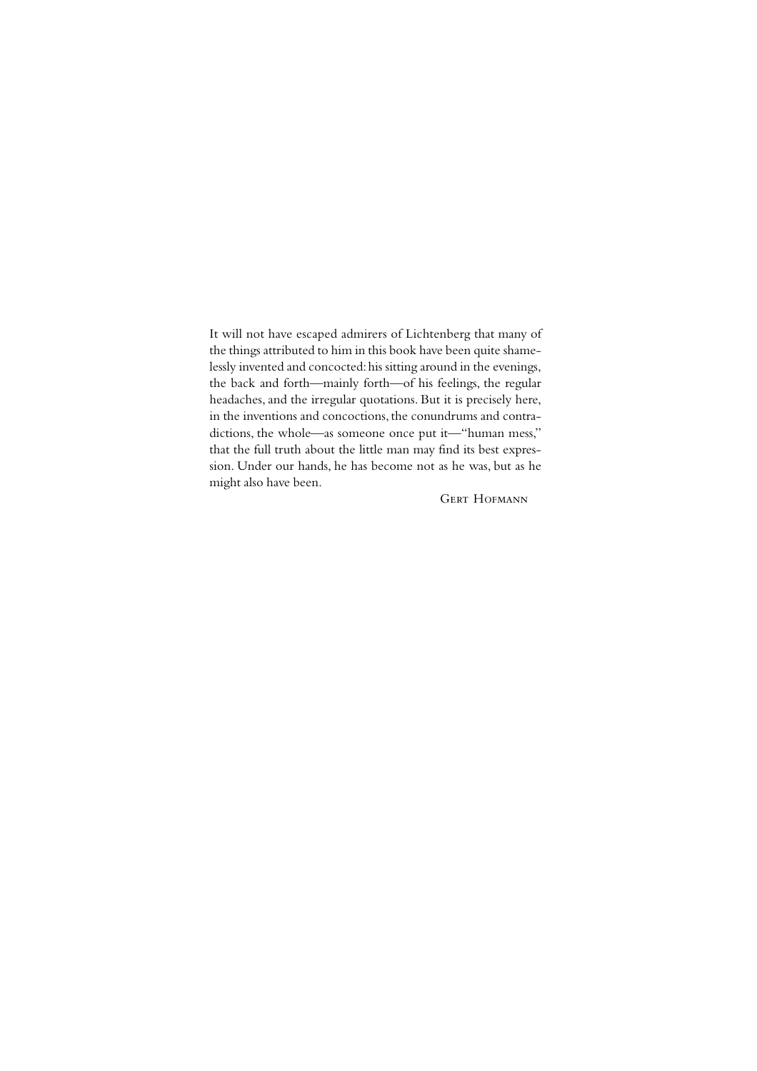It will not have escaped admirers of Lichtenberg that many of the things attributed to him in this book have been quite shamelessly invented and concocted: his sitting around in the evenings, the back and forth—mainly forth—of his feelings, the regular headaches, and the irregular quotations. But it is precisely here, in the inventions and concoctions, the conundrums and contradictions, the whole—as someone once put it—"human mess," that the full truth about the little man may find its best expression. Under our hands, he has become not as he was, but as he might also have been.

Gert Hofmann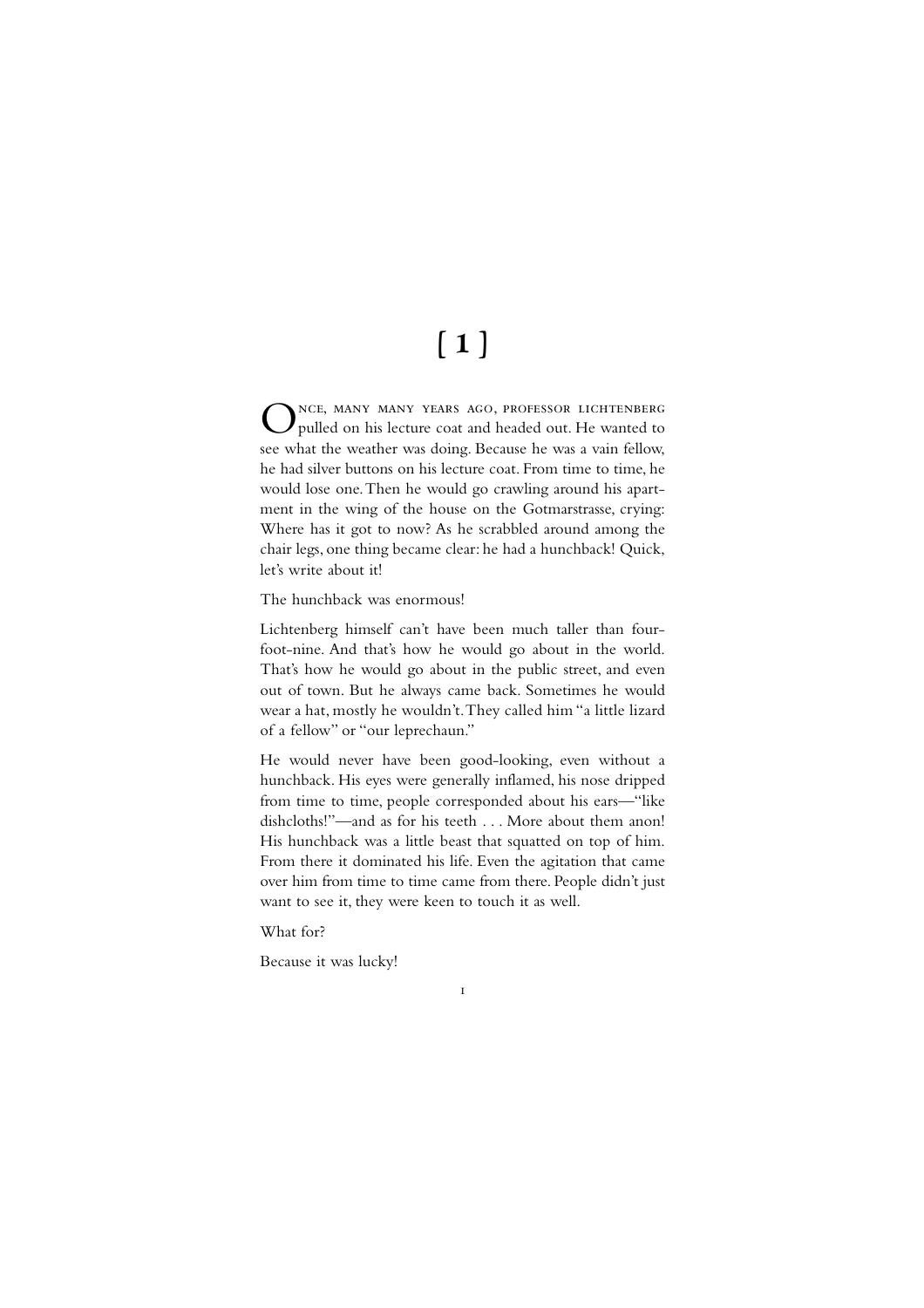# [ 1 ]

Once, many many years ago, Professor Lichtenberg pulled on his lecture coat and headed out. He wanted to see what the weather was doing. Because he was a vain fellow, he had silver buttons on his lecture coat. From time to time, he would lose one. Then he would go crawling around his apartment in the wing of the house on the Gotmarstrasse, crying: Where has it got to now? As he scrabbled around among the chair legs, one thing became clear: he had a hunchback! Quick, let's write about it!

The hunchback was enormous!

Lichtenberg himself can't have been much taller than four-foot-nine. And that's how he would go about in the world. That's how he would go about in the public street, and even out of town. But he always came back. Sometimes he would wear a hat, mostly he wouldn't. They called him "a little lizard of a fellow" or "our leprechaun."

He would never have been good-looking, even without a hunchback. His eyes were generally inflamed, his nose dripped from time to time, people corresponded about his ears—"like dishcloths!"—and as for his teeth . . . More about them anon! His hunchback was a little beast that squatted on top of him. From there it dominated his life. Even the agitation that came over him from time to time came from there. People didn't just want to see it, they were keen to touch it as well.

What for?

Because it was lucky!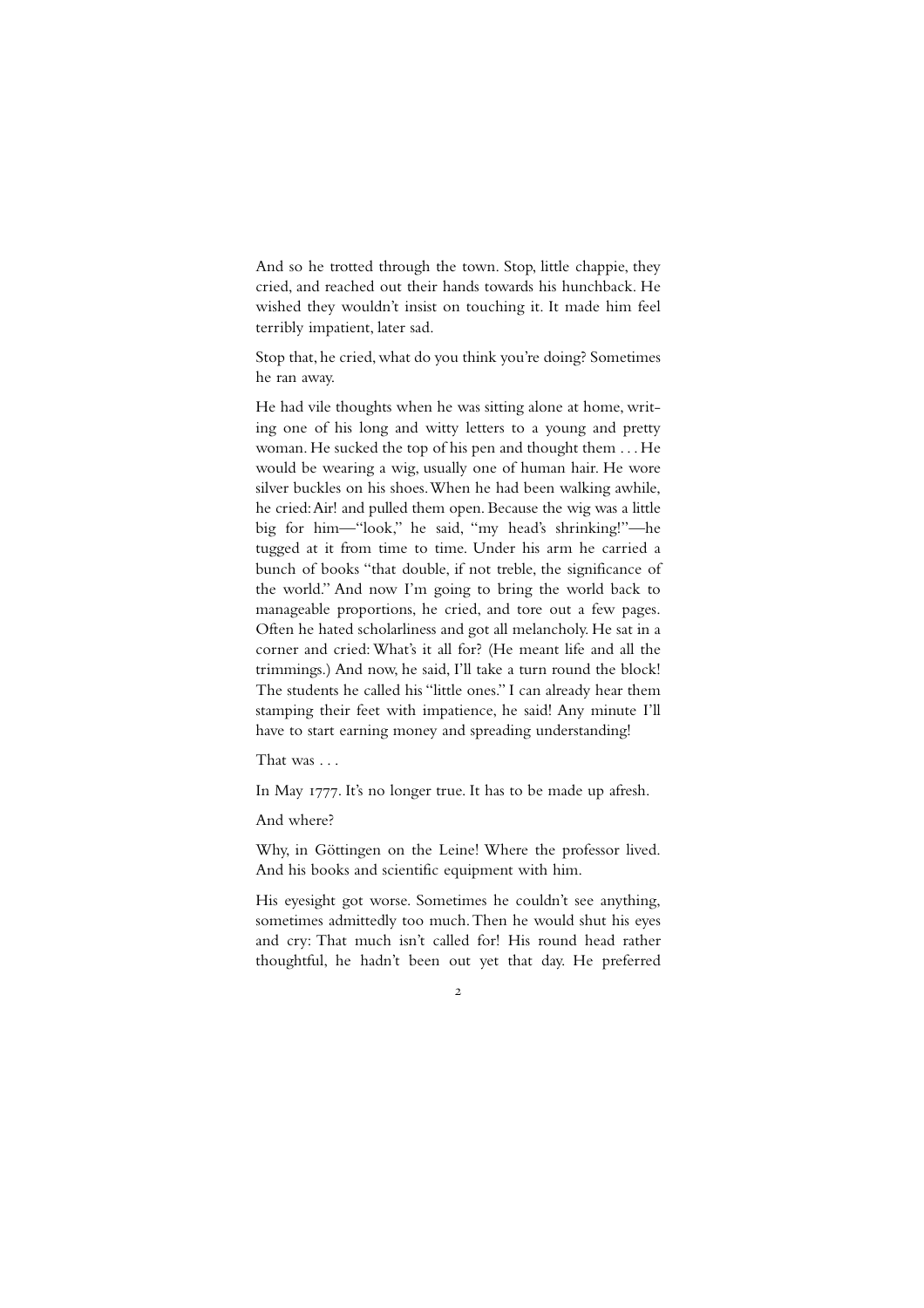And so he trotted through the town. Stop, little chappie, they cried, and reached out their hands towards his hunchback. He wished they wouldn't insist on touching it. It made him feel terribly impatient, later sad.

Stop that, he cried, what do you think you're doing? Sometimes he ran away.

He had vile thoughts when he was sitting alone at home, writing one of his long and witty letters to a young and pretty woman. He sucked the top of his pen and thought them . . . He would be wearing a wig, usually one of human hair. He wore silver buckles on his shoes. When he had been walking awhile, he cried: Air! and pulled them open. Because the wig was a little big for him—"look," he said, "my head's shrinking!"—he tugged at it from time to time. Under his arm he carried a bunch of books "that double, if not treble, the significance of the world." And now I'm going to bring the world back to manageable proportions, he cried, and tore out a few pages. Often he hated scholarliness and got all melancholy. He sat in a corner and cried: What's it all for? (He meant life and all the trimmings.) And now, he said, I'll take a turn round the block! The students he called his "little ones." I can already hear them stamping their feet with impatience, he said! Any minute I'll have to start earning money and spreading understanding!

That was . . .

In May 1777. It's no longer true. It has to be made up afresh.

And where?

Why, in Göttingen on the Leine! Where the professor lived. And his books and scientific equipment with him.

His eyesight got worse. Sometimes he couldn't see anything, sometimes admittedly too much. Then he would shut his eyes and cry: That much isn't called for! His round head rather thoughtful, he hadn't been out yet that day. He preferred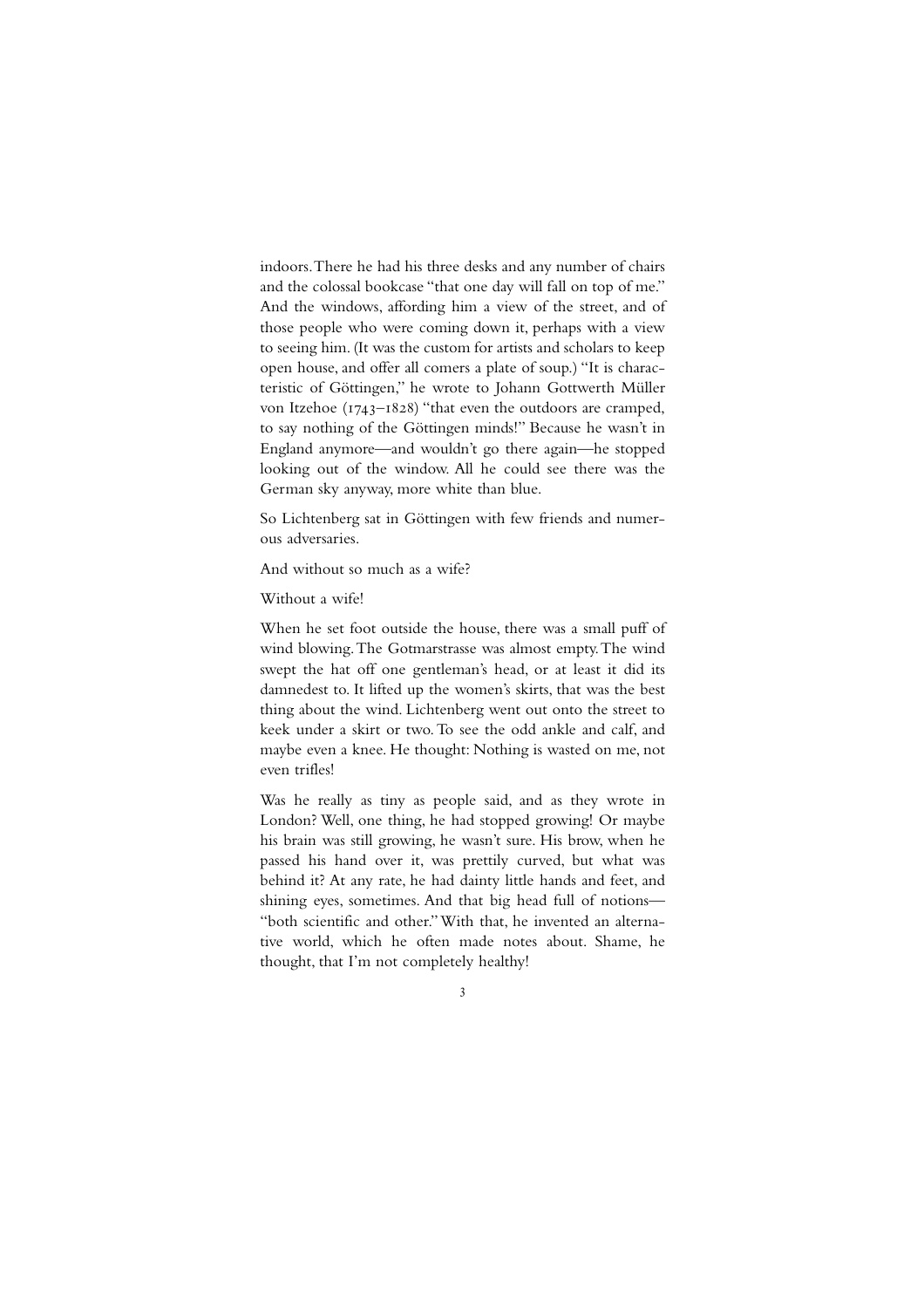indoors. There he had his three desks and any number of chairs and the colossal bookcase "that one day will fall on top of me." And the windows, affording him a view of the street, and of those people who were coming down it, perhaps with a view to seeing him. (It was the custom for artists and scholars to keep open house, and offer all comers a plate of soup.) "It is characteristic of Göttingen," he wrote to Johann Gottwerth Müller von Itzehoe (1743–1828) "that even the outdoors are cramped, to say nothing of the Göttingen minds!" Because he wasn't in England anymore—and wouldn't go there again—he stopped looking out of the window. All he could see there was the German sky anyway, more white than blue.

So Lichtenberg sat in Göttingen with few friends and numerous adversaries.

And without so much as a wife?

Without a wife!

When he set foot outside the house, there was a small puff of wind blowing. The Gotmarstrasse was almost empty. The wind swept the hat off one gentleman's head, or at least it did its damnedest to. It lifted up the women's skirts, that was the best thing about the wind. Lichtenberg went out onto the street to keek under a skirt or two. To see the odd ankle and calf, and maybe even a knee. He thought: Nothing is wasted on me, not even trifles!

Was he really as tiny as people said, and as they wrote in London? Well, one thing, he had stopped growing! Or maybe his brain was still growing, he wasn't sure. His brow, when he passed his hand over it, was prettily curved, but what was behind it? At any rate, he had dainty little hands and feet, and shining eyes, sometimes. And that big head full of notions—"both scientific and other." With that, he invented an alternative world, which he often made notes about. Shame, he thought, that I'm not completely healthy!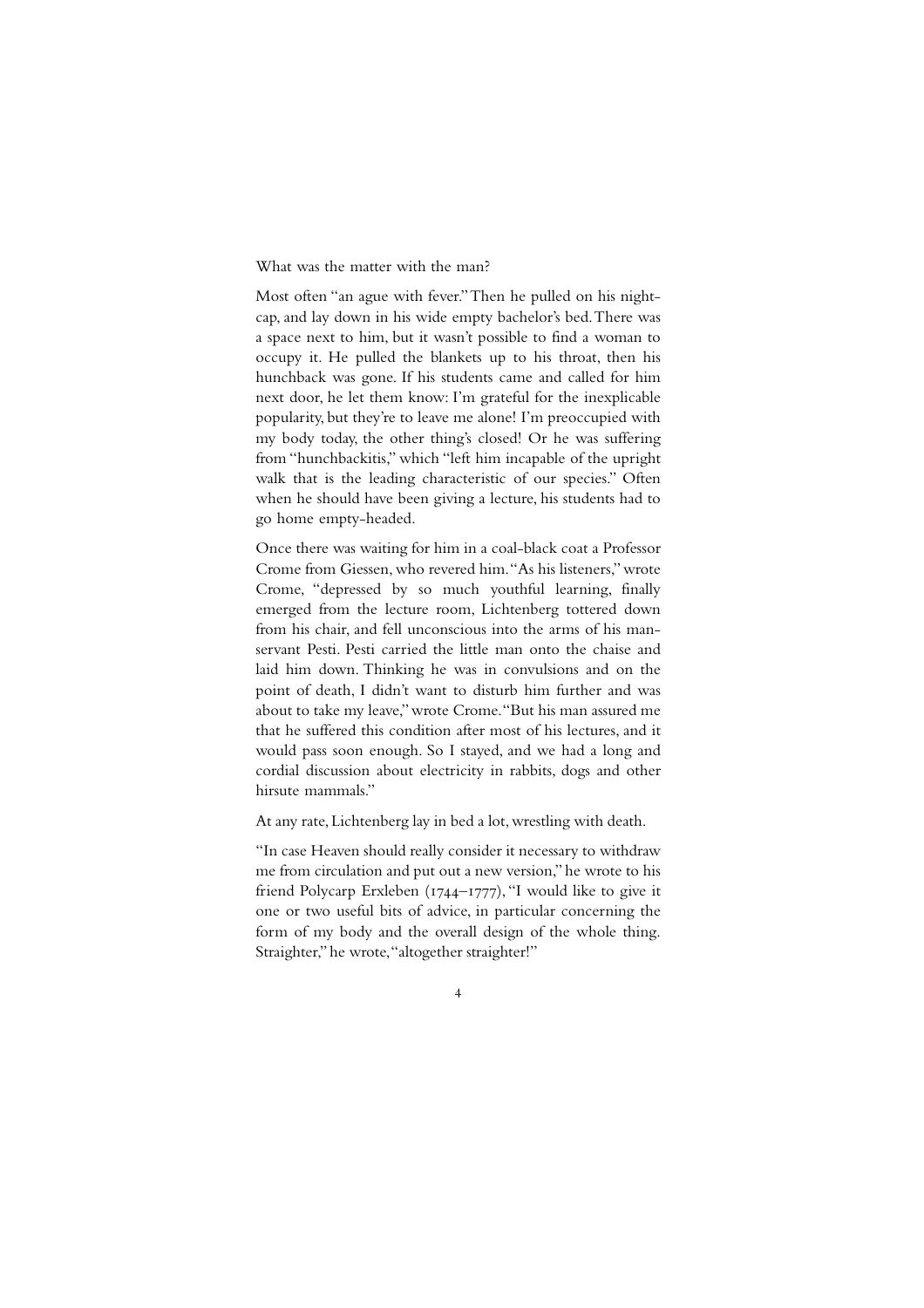What was the matter with the man?

Most often "an ague with fever." Then he pulled on his night-cap, and lay down in his wide empty bachelor's bed. There was a space next to him, but it wasn't possible to find a woman to occupy it. He pulled the blankets up to his throat, then his hunchback was gone. If his students came and called for him next door, he let them know: I'm grateful for the inexplicable popularity, but they're to leave me alone! I'm preoccupied with my body today, the other thing's closed! Or he was suffering from "hunchbackitis," which "left him incapable of the upright walk that is the leading characteristic of our species." Often when he should have been giving a lecture, his students had to go home empty-headed.

Once there was waiting for him in a coal-black coat a Professor Crome from Giessen, who revered him. "As his listeners," wrote Crome, "depressed by so much youthful learning, finally emerged from the lecture room, Lichtenberg tottered down from his chair, and fell unconscious into the arms of his man-servant Pesti. Pesti carried the little man onto the chaise and laid him down. Thinking he was in convulsions and on the point of death, I didn't want to disturb him further and was about to take my leave," wrote Crome. "But his man assured me that he suffered this condition after most of his lectures, and it would pass soon enough. So I stayed, and we had a long and cordial discussion about electricity in rabbits, dogs and other hirsute mammals."

At any rate, Lichtenberg lay in bed a lot, wrestling with death.

"In case Heaven should really consider it necessary to withdraw me from circulation and put out a new version," he wrote to his friend Polycarp Erxleben (1744–1777), "I would like to give it one or two useful bits of advice, in particular concerning the form of my body and the overall design of the whole thing. Straighter," he wrote, "altogether straighter!"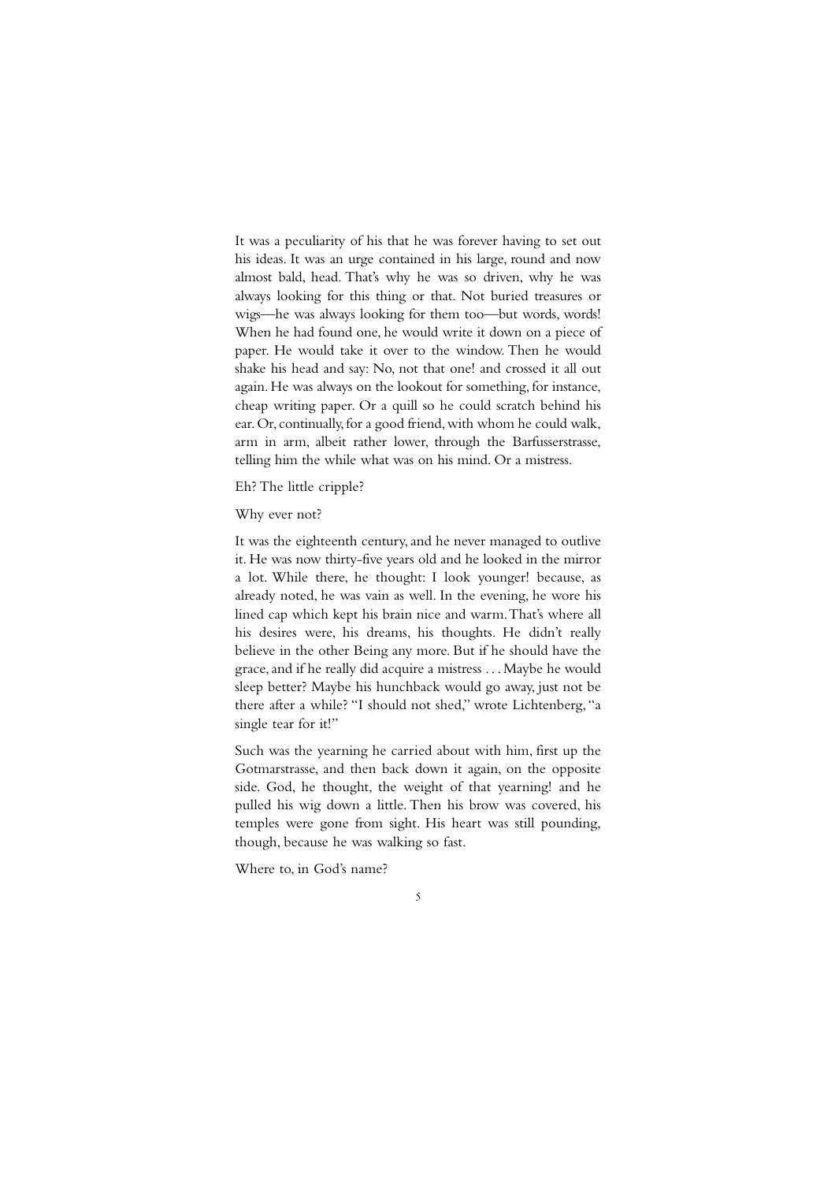It was a peculiarity of his that he was forever having to set out his ideas. It was an urge contained in his large, round and now almost bald, head. That's why he was so driven, why he was always looking for this thing or that. Not buried treasures or wigs—he was always looking for them too—but words, words! When he had found one, he would write it down on a piece of paper. He would take it over to the window. Then he would shake his head and say: No, not that one! and crossed it all out again. He was always on the lookout for something, for instance, cheap writing paper. Or a quill so he could scratch behind his ear. Or, continually, for a good friend, with whom he could walk, arm in arm, albeit rather lower, through the Barfusserstrasse, telling him the while what was on his mind. Or a mistress.

Eh? The little cripple?

Why ever not?

It was the eighteenth century, and he never managed to outlive it. He was now thirty-five years old and he looked in the mirror a lot. While there, he thought: I look younger! because, as already noted, he was vain as well. In the evening, he wore his lined cap which kept his brain nice and warm. That's where all his desires were, his dreams, his thoughts. He didn't really believe in the other Being any more. But if he should have the grace, and if he really did acquire a mistress . . . Maybe he would sleep better? Maybe his hunchback would go away, just not be there after a while? "I should not shed," wrote Lichtenberg, "a single tear for it!"

Such was the yearning he carried about with him, first up the Gotmarstrasse, and then back down it again, on the opposite side. God, he thought, the weight of that yearning! and he pulled his wig down a little. Then his brow was covered, his temples were gone from sight. His heart was still pounding, though, because he was walking so fast.

Where to, in God's name?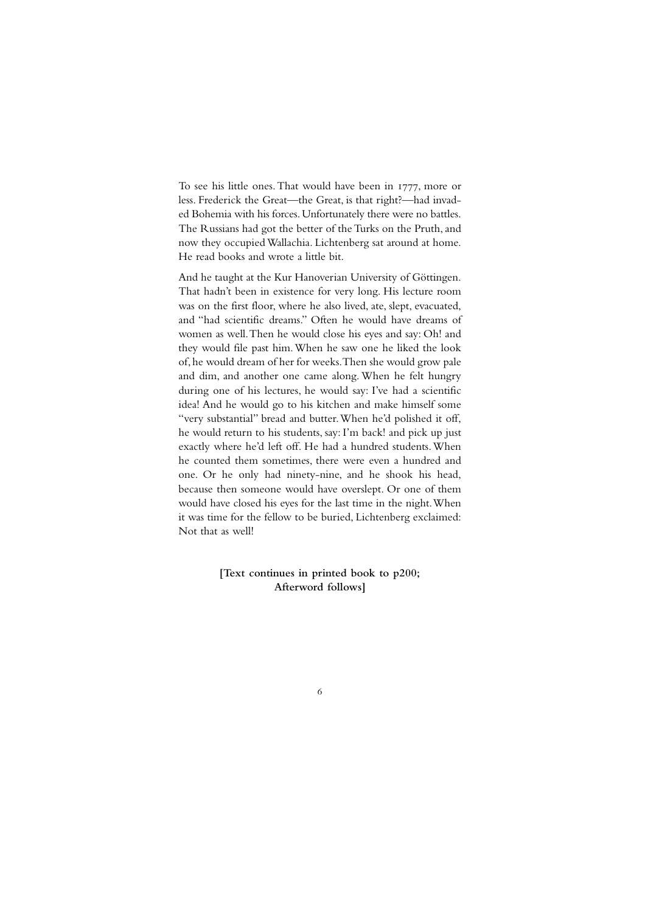To see his little ones. That would have been in 1777, more or less. Frederick the Great—the Great, is that right?—had invaded Bohemia with his forces. Unfortunately there were no battles. The Russians had got the better of the Turks on the Pruth, and now they occupied Wallachia. Lichtenberg sat around at home. He read books and wrote a little bit.

And he taught at the Kur Hanoverian University of Göttingen. That hadn't been in existence for very long. His lecture room was on the first floor, where he also lived, ate, slept, evacuated, and "had scientific dreams." Often he would have dreams of women as well. Then he would close his eyes and say: Oh! and they would file past him. When he saw one he liked the look of, he would dream of her for weeks. Then she would grow pale and dim, and another one came along. When he felt hungry during one of his lectures, he would say: I've had a scientific idea! And he would go to his kitchen and make himself some "very substantial" bread and butter. When he'd polished it off, he would return to his students, say: I'm back! and pick up just exactly where he'd left off. He had a hundred students. When he counted them sometimes, there were even a hundred and one. Or he only had ninety-nine, and he shook his head, because then someone would have overslept. Or one of them would have closed his eyes for the last time in the night. When it was time for the fellow to be buried, Lichtenberg exclaimed: Not that as well!

**[Text continues in printed book to p200; Afterword follows]**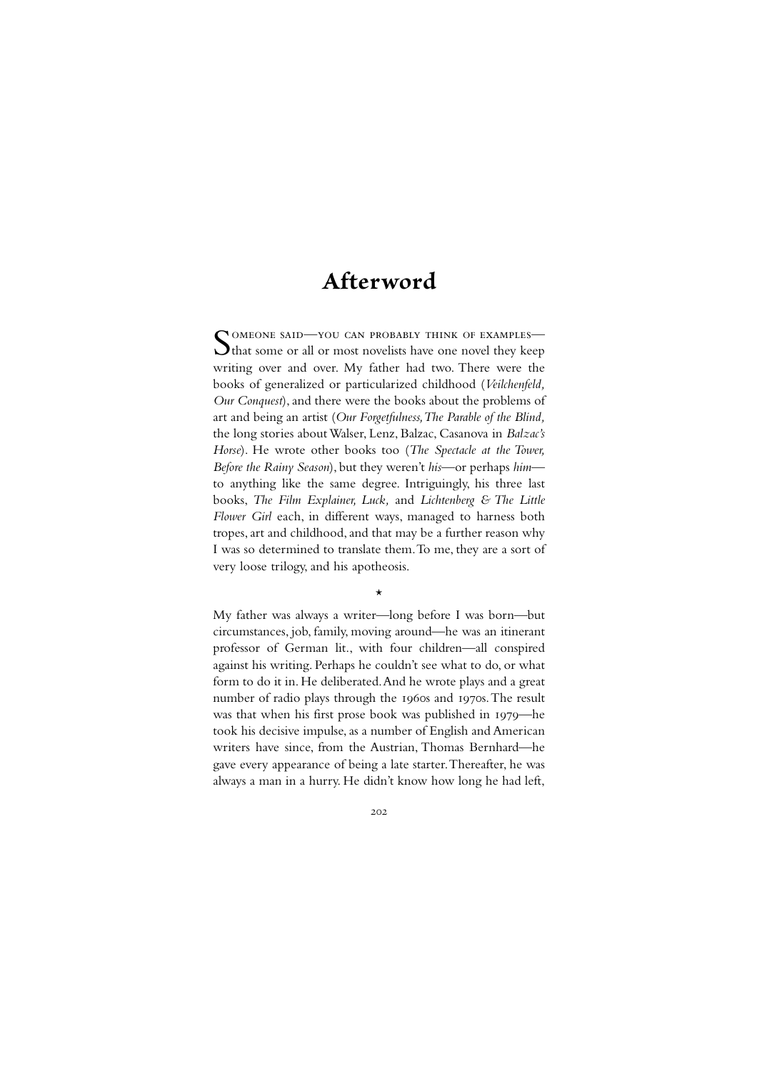# Afterword

Someone said—you can probably think of examples—that some or all or most novelists have one novel they keep writing over and over. My father had two. There were the books of generalized or particularized childhood (*Veilchenfeld, Our Conquest*), and there were the books about the problems of art and being an artist (*Our Forgetfulness, The Parable of the Blind,* the long stories about Walser, Lenz, Balzac, Casanova in *Balzac's Horse*). He wrote other books too (*The Spectacle at the Tower, Before the Rainy Season*), but they weren't *his*—or perhaps *him*—to anything like the same degree. Intriguingly, his three last books, *The Film Explainer, Luck,* and *Lichtenberg & The Little Flower Girl* each, in different ways, managed to harness both tropes, art and childhood, and that may be a further reason why I was so determined to translate them. To me, they are a sort of very loose trilogy, and his apotheosis.

*

My father was always a writer—long before I was born—but circumstances, job, family, moving around—he was an itinerant professor of German lit., with four children—all conspired against his writing. Perhaps he couldn't see what to do, or what form to do it in. He deliberated. And he wrote plays and a great number of radio plays through the 1960s and 1970s. The result was that when his first prose book was published in 1979—he took his decisive impulse, as a number of English and American writers have since, from the Austrian, Thomas Bernhard—he gave every appearance of being a late starter. Thereafter, he was always a man in a hurry. He didn't know how long he had left,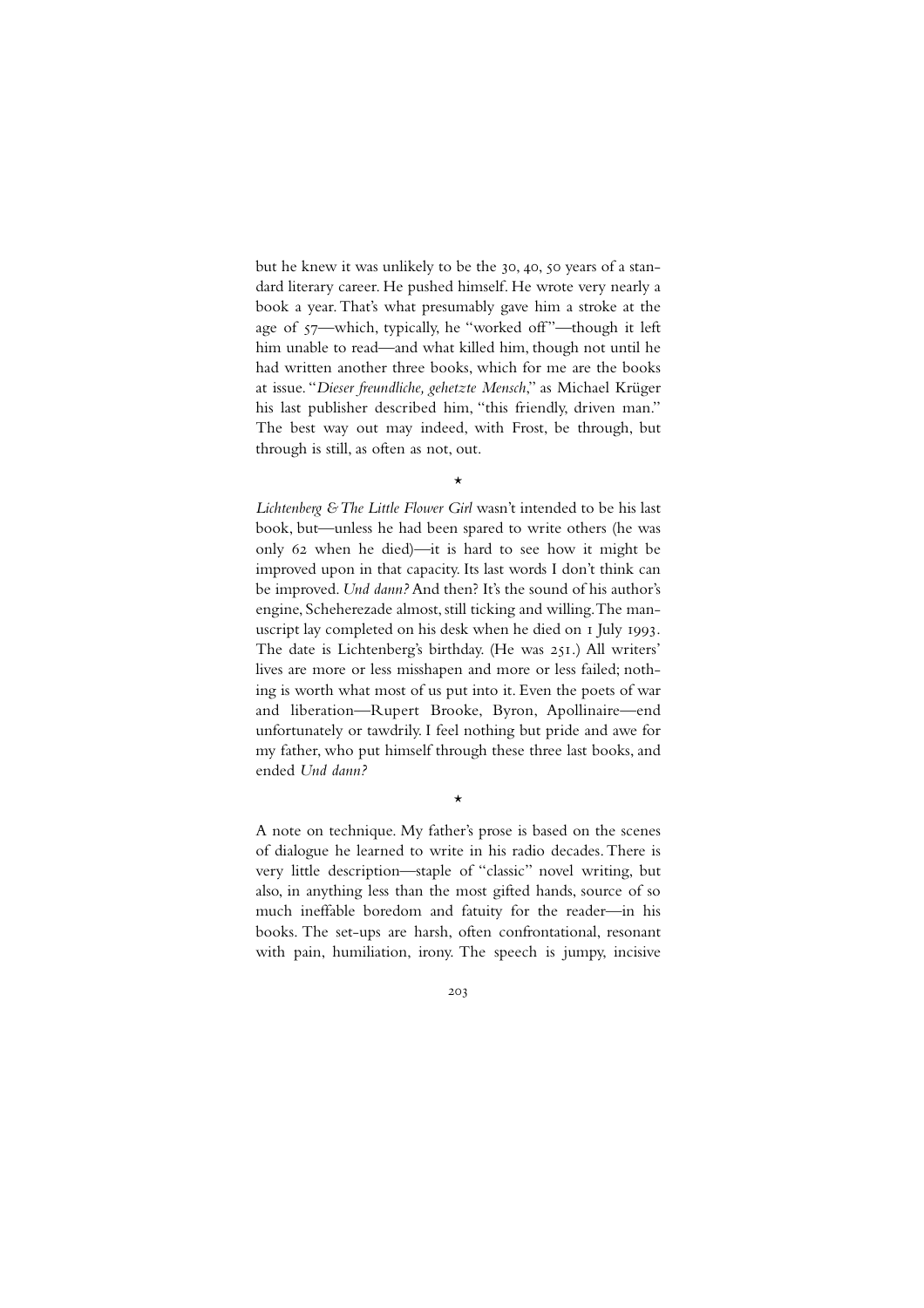but he knew it was unlikely to be the 30, 40, 50 years of a standard literary career. He pushed himself. He wrote very nearly a book a year. That's what presumably gave him a stroke at the age of 57—which, typically, he "worked off"—though it left him unable to read—and what killed him, though not until he had written another three books, which for me are the books at issue. "*Dieser freundliche, gehetzte Mensch*," as Michael Krüger his last publisher described him, "this friendly, driven man." The best way out may indeed, with Frost, be through, but through is still, as often as not, out.

\*

*Lichtenberg & The Little Flower Girl* wasn't intended to be his last book, but—unless he had been spared to write others (he was only 62 when he died)—it is hard to see how it might be improved upon in that capacity. Its last words I don't think can be improved. *Und dann?* And then? It's the sound of his author's engine, Scheherezade almost, still ticking and willing. The manuscript lay completed on his desk when he died on 1 July 1993. The date is Lichtenberg's birthday. (He was 251.) All writers' lives are more or less misshapen and more or less failed; nothing is worth what most of us put into it. Even the poets of war and liberation—Rupert Brooke, Byron, Apollinaire—end unfortunately or tawdrily. I feel nothing but pride and awe for my father, who put himself through these three last books, and ended *Und dann?*

\*

A note on technique. My father's prose is based on the scenes of dialogue he learned to write in his radio decades. There is very little description—staple of "classic" novel writing, but also, in anything less than the most gifted hands, source of so much ineffable boredom and fatuity for the reader—in his books. The set-ups are harsh, often confrontational, resonant with pain, humiliation, irony. The speech is jumpy, incisive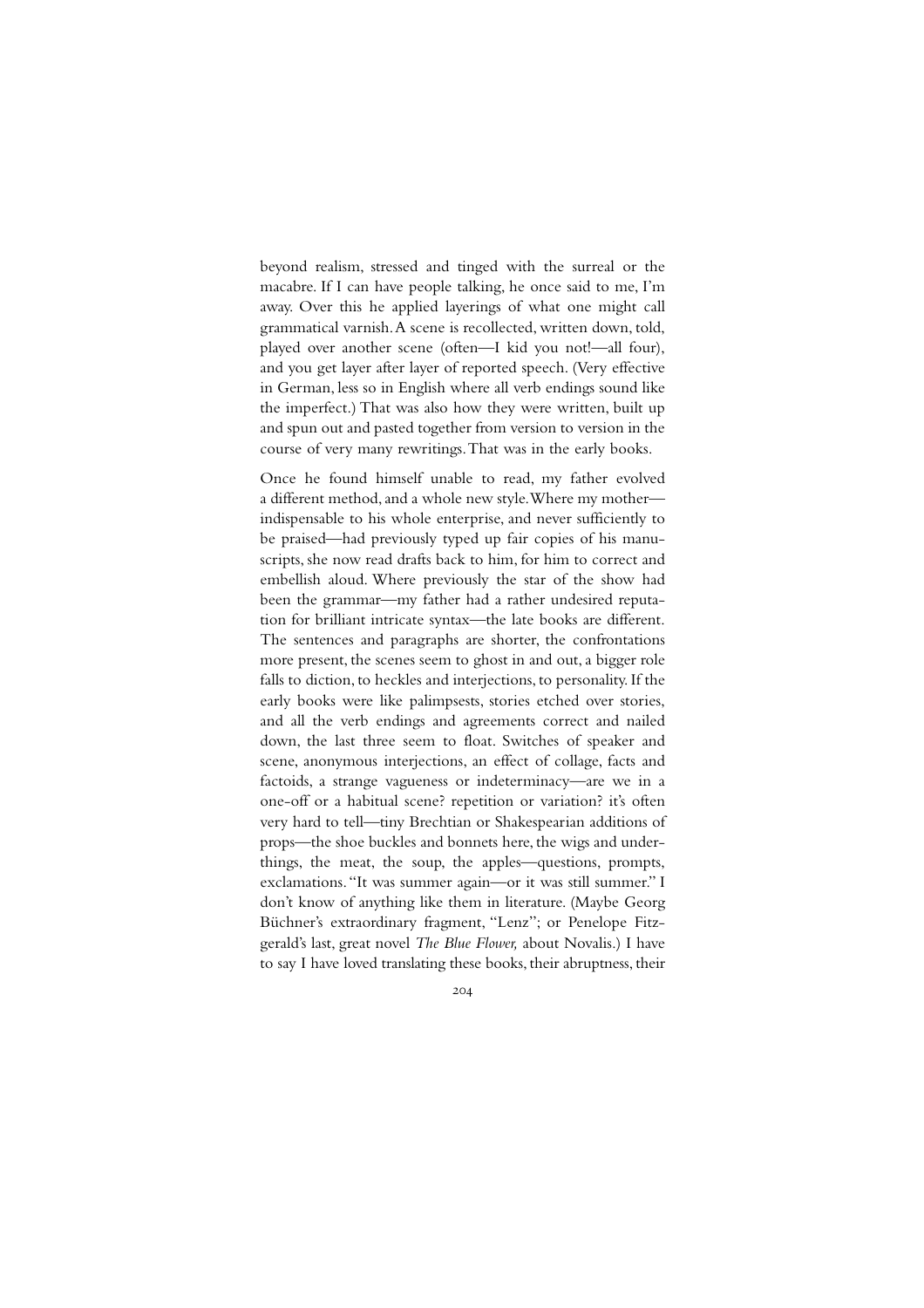beyond realism, stressed and tinged with the surreal or the macabre. If I can have people talking, he once said to me, I'm away. Over this he applied layerings of what one might call grammatical varnish. A scene is recollected, written down, told, played over another scene (often—I kid you not!—all four), and you get layer after layer of reported speech. (Very effective in German, less so in English where all verb endings sound like the imperfect.) That was also how they were written, built up and spun out and pasted together from version to version in the course of very many rewritings. That was in the early books.

Once he found himself unable to read, my father evolved a different method, and a whole new style. Where my mother—indispensable to his whole enterprise, and never sufficiently to be praised—had previously typed up fair copies of his manuscripts, she now read drafts back to him, for him to correct and embellish aloud. Where previously the star of the show had been the grammar—my father had a rather undesired reputation for brilliant intricate syntax—the late books are different. The sentences and paragraphs are shorter, the confrontations more present, the scenes seem to ghost in and out, a bigger role falls to diction, to heckles and interjections, to personality. If the early books were like palimpsests, stories etched over stories, and all the verb endings and agreements correct and nailed down, the last three seem to float. Switches of speaker and scene, anonymous interjections, an effect of collage, facts and factoids, a strange vagueness or indeterminacy—are we in a one-off or a habitual scene? repetition or variation? it's often very hard to tell—tiny Brechtian or Shakespearian additions of props—the shoe buckles and bonnets here, the wigs and underthings, the meat, the soup, the apples—questions, prompts, exclamations. "It was summer again—or it was still summer." I don't know of anything like them in literature. (Maybe Georg Büchner's extraordinary fragment, "Lenz"; or Penelope Fitzgerald's last, great novel *The Blue Flower,* about Novalis.) I have to say I have loved translating these books, their abruptness, their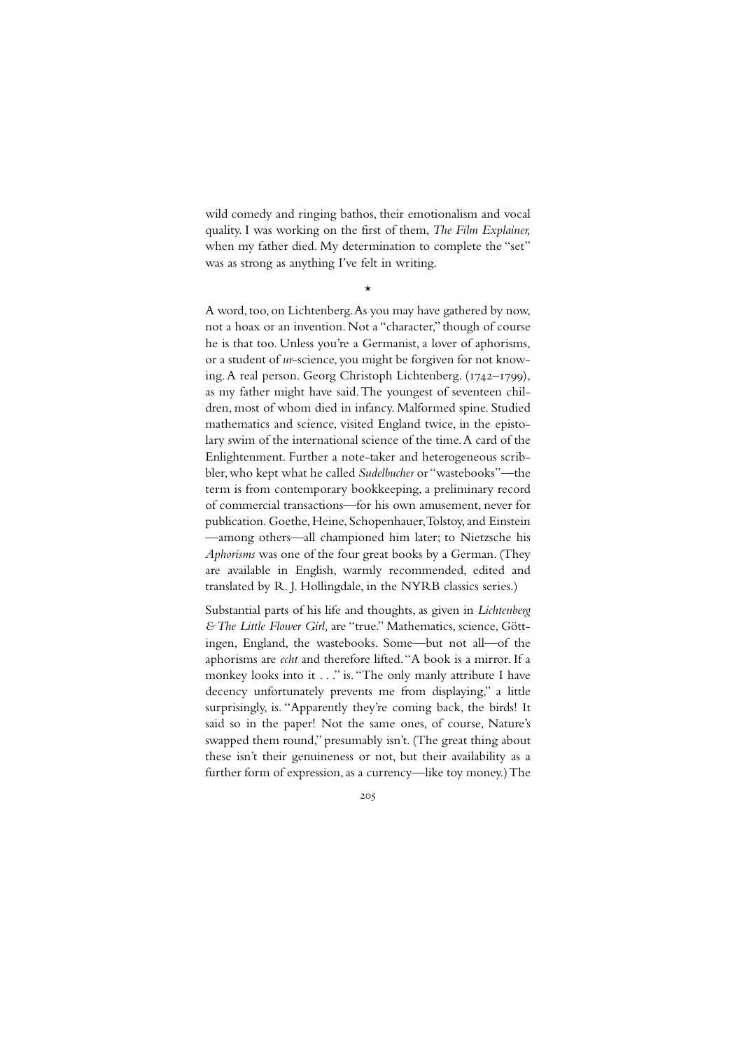wild comedy and ringing bathos, their emotionalism and vocal quality. I was working on the first of them, *The Film Explainer,* when my father died. My determination to complete the "set" was as strong as anything I've felt in writing.

*

A word, too, on Lichtenberg. As you may have gathered by now, not a hoax or an invention. Not a "character," though of course he is that too. Unless you're a Germanist, a lover of aphorisms, or a student of *ur*-science, you might be forgiven for not knowing. A real person. Georg Christoph Lichtenberg. (1742–1799), as my father might have said. The youngest of seventeen children, most of whom died in infancy. Malformed spine. Studied mathematics and science, visited England twice, in the epistolary swim of the international science of the time. A card of the Enlightenment. Further a note-taker and heterogeneous scribbler, who kept what he called *Sudelbucher* or "wastebooks"—the term is from contemporary bookkeeping, a preliminary record of commercial transactions—for his own amusement, never for publication. Goethe, Heine, Schopenhauer, Tolstoy, and Einstein—among others—all championed him later; to Nietzsche his *Aphorisms* was one of the four great books by a German. (They are available in English, warmly recommended, edited and translated by R. J. Hollingdale, in the NYRB classics series.)

Substantial parts of his life and thoughts, as given in *Lichtenberg & The Little Flower Girl,* are "true." Mathematics, science, Göttingen, England, the wastebooks. Some—but not all—of the aphorisms are *echt* and therefore lifted. "A book is a mirror. If a monkey looks into it . . ." is. "The only manly attribute I have decency unfortunately prevents me from displaying," a little surprisingly, is. "Apparently they're coming back, the birds! It said so in the paper! Not the same ones, of course, Nature's swapped them round," presumably isn't. (The great thing about these isn't their genuineness or not, but their availability as a further form of expression, as a currency—like toy money.) The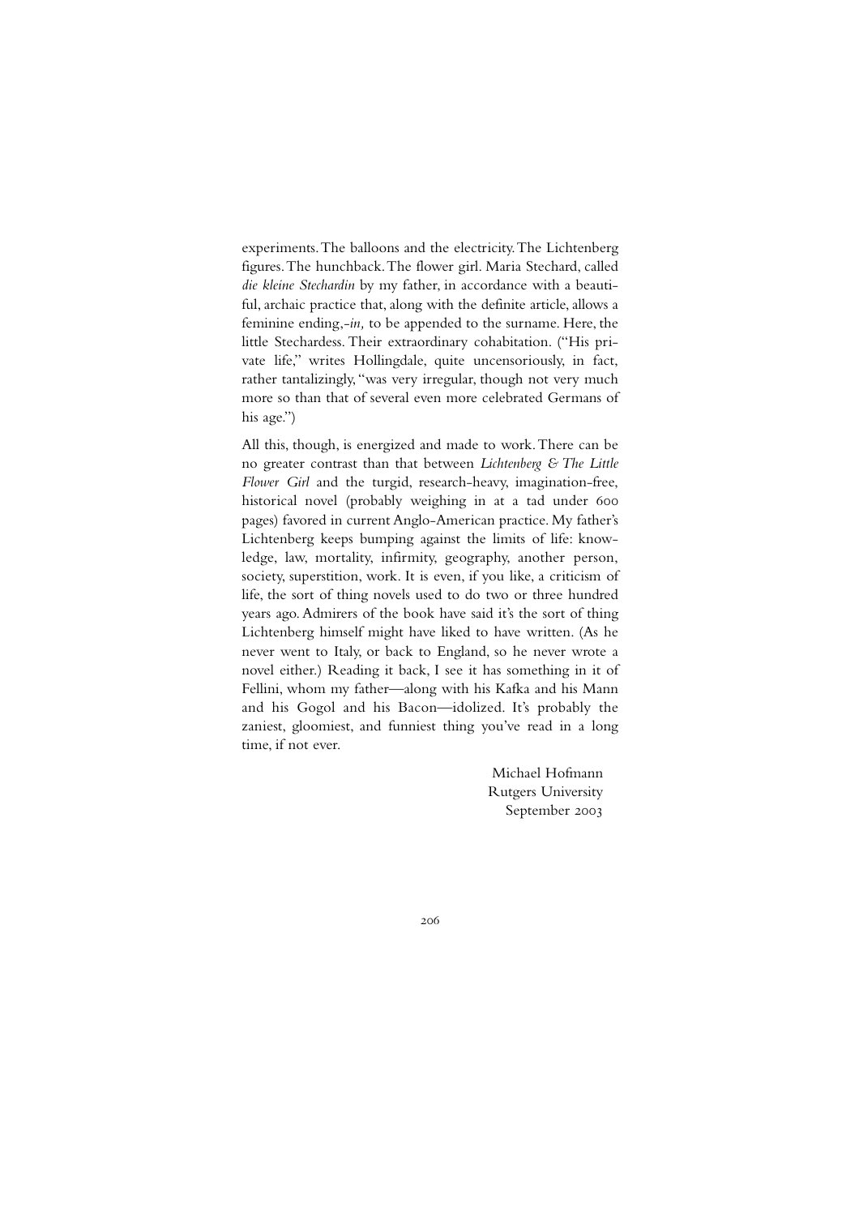experiments. The balloons and the electricity. The Lichtenberg figures. The hunchback. The flower girl. Maria Stechard, called *die kleine Stechardin* by my father, in accordance with a beautiful, archaic practice that, along with the definite article, allows a feminine ending, *-in,* to be appended to the surname. Here, the little Stechardess. Their extraordinary cohabitation. ("His private life," writes Hollingdale, quite uncensoriously, in fact, rather tantalizingly, "was very irregular, though not very much more so than that of several even more celebrated Germans of his age.")

All this, though, is energized and made to work. There can be no greater contrast than that between *Lichtenberg & The Little Flower Girl* and the turgid, research-heavy, imagination-free, historical novel (probably weighing in at a tad under 600 pages) favored in current Anglo-American practice. My father's Lichtenberg keeps bumping against the limits of life: knowledge, law, mortality, infirmity, geography, another person, society, superstition, work. It is even, if you like, a criticism of life, the sort of thing novels used to do two or three hundred years ago. Admirers of the book have said it's the sort of thing Lichtenberg himself might have liked to have written. (As he never went to Italy, or back to England, so he never wrote a novel either.) Reading it back, I see it has something in it of Fellini, whom my father—along with his Kafka and his Mann and his Gogol and his Bacon—idolized. It's probably the zaniest, gloomiest, and funniest thing you've read in a long time, if not ever.

Michael Hofmann
Rutgers University
September 2003